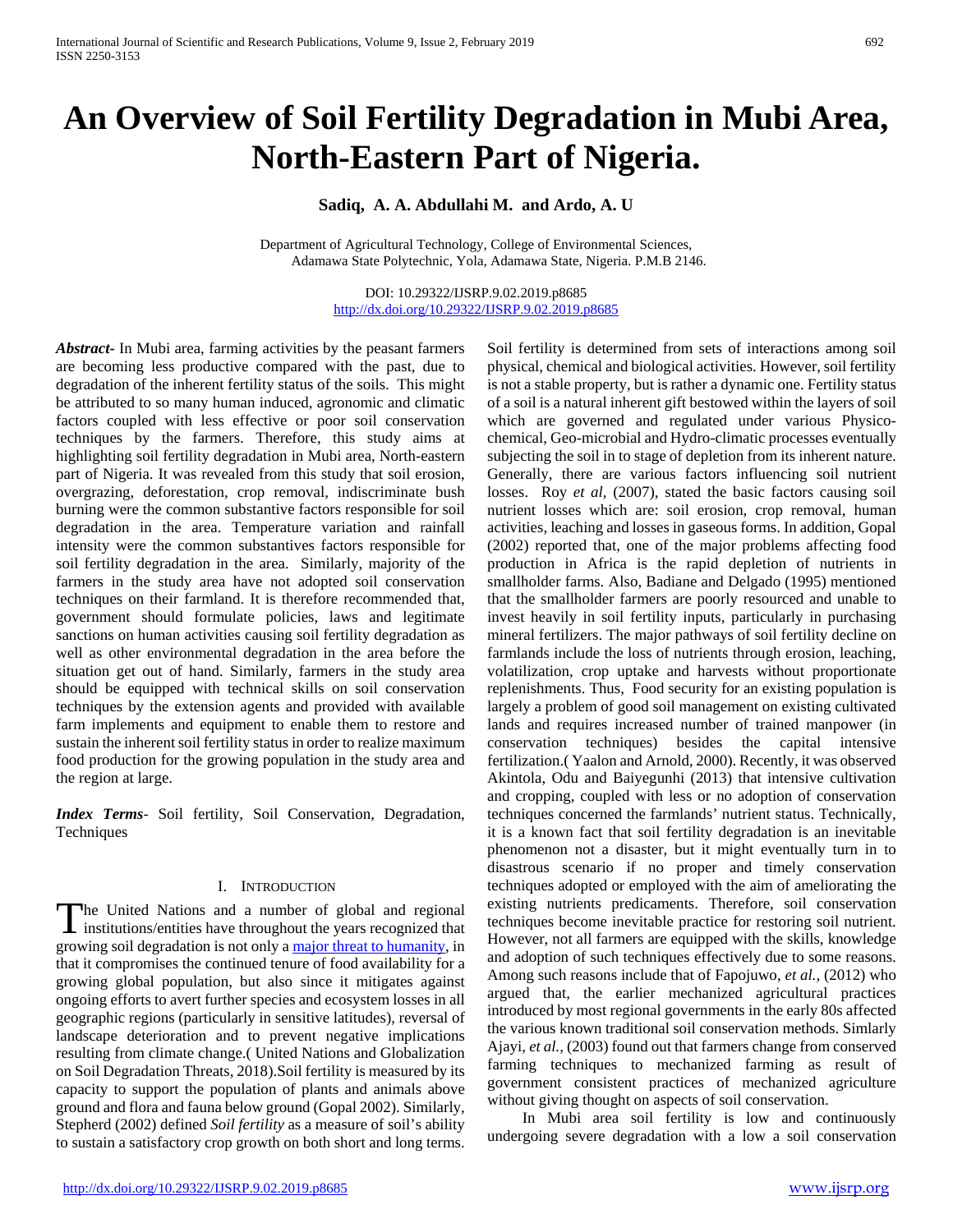# An Overview of Soil Fertility Degradation in Mubi Area, North-Eastern Part of Nigeria.

**Sadiq, A. A. Abdullahi M. and Ardo, A. U**

Department of Agricultural Technology, College of Environmental Sciences, Adamawa State Polytechnic, Yola, Adamawa State, Nigeria. P.M.B 2146.

DOI: 10.29322/IJSRP.9.02.2019.p8685
http://dx.doi.org/10.29322/IJSRP.9.02.2019.p8685

***Abstract***- In Mubi area, farming activities by the peasant farmers are becoming less productive compared with the past, due to degradation of the inherent fertility status of the soils. This might be attributed to so many human induced, agronomic and climatic factors coupled with less effective or poor soil conservation techniques by the farmers. Therefore, this study aims at highlighting soil fertility degradation in Mubi area, North-eastern part of Nigeria. It was revealed from this study that soil erosion, overgrazing, deforestation, crop removal, indiscriminate bush burning were the common substantive factors responsible for soil degradation in the area. Temperature variation and rainfall intensity were the common substantives factors responsible for soil fertility degradation in the area. Similarly, majority of the farmers in the study area have not adopted soil conservation techniques on their farmland. It is therefore recommended that, government should formulate policies, laws and legitimate sanctions on human activities causing soil fertility degradation as well as other environmental degradation in the area before the situation get out of hand. Similarly, farmers in the study area should be equipped with technical skills on soil conservation techniques by the extension agents and provided with available farm implements and equipment to enable them to restore and sustain the inherent soil fertility status in order to realize maximum food production for the growing population in the study area and the region at large.

***Index Terms***- Soil fertility, Soil Conservation, Degradation, Techniques

## I. Introduction

The United Nations and a number of global and regional institutions/entities have throughout the years recognized that growing soil degradation is not only a major threat to humanity, in that it compromises the continued tenure of food availability for a growing global population, but also since it mitigates against ongoing efforts to avert further species and ecosystem losses in all geographic regions (particularly in sensitive latitudes), reversal of landscape deterioration and to prevent negative implications resulting from climate change.( United Nations and Globalization on Soil Degradation Threats, 2018).Soil fertility is measured by its capacity to support the population of plants and animals above ground and flora and fauna below ground (Gopal 2002). Similarly, Stepherd (2002) defined *Soil fertility* as a measure of soil's ability to sustain a satisfactory crop growth on both short and long terms. Soil fertility is determined from sets of interactions among soil physical, chemical and biological activities. However, soil fertility is not a stable property, but is rather a dynamic one. Fertility status of a soil is a natural inherent gift bestowed within the layers of soil which are governed and regulated under various Physico-chemical, Geo-microbial and Hydro-climatic processes eventually subjecting the soil in to stage of depletion from its inherent nature. Generally, there are various factors influencing soil nutrient losses. Roy *et al,* (2007), stated the basic factors causing soil nutrient losses which are: soil erosion, crop removal, human activities, leaching and losses in gaseous forms. In addition, Gopal (2002) reported that, one of the major problems affecting food production in Africa is the rapid depletion of nutrients in smallholder farms. Also, Badiane and Delgado (1995) mentioned that the smallholder farmers are poorly resourced and unable to invest heavily in soil fertility inputs, particularly in purchasing mineral fertilizers. The major pathways of soil fertility decline on farmlands include the loss of nutrients through erosion, leaching, volatilization, crop uptake and harvests without proportionate replenishments. Thus, Food security for an existing population is largely a problem of good soil management on existing cultivated lands and requires increased number of trained manpower (in conservation techniques) besides the capital intensive fertilization.( Yaalon and Arnold, 2000). Recently, it was observed Akintola, Odu and Baiyegunhi (2013) that intensive cultivation and cropping, coupled with less or no adoption of conservation techniques concerned the farmlands' nutrient status. Technically, it is a known fact that soil fertility degradation is an inevitable phenomenon not a disaster, but it might eventually turn in to disastrous scenario if no proper and timely conservation techniques adopted or employed with the aim of ameliorating the existing nutrients predicaments. Therefore, soil conservation techniques become inevitable practice for restoring soil nutrient. However, not all farmers are equipped with the skills, knowledge and adoption of such techniques effectively due to some reasons. Among such reasons include that of Fapojuwo, *et al.,* (2012) who argued that, the earlier mechanized agricultural practices introduced by most regional governments in the early 80s affected the various known traditional soil conservation methods. Simlarly Ajayi, *et al.,* (2003) found out that farmers change from conserved farming techniques to mechanized farming as result of government consistent practices of mechanized agriculture without giving thought on aspects of soil conservation.

In Mubi area soil fertility is low and continuously undergoing severe degradation with a low a soil conservation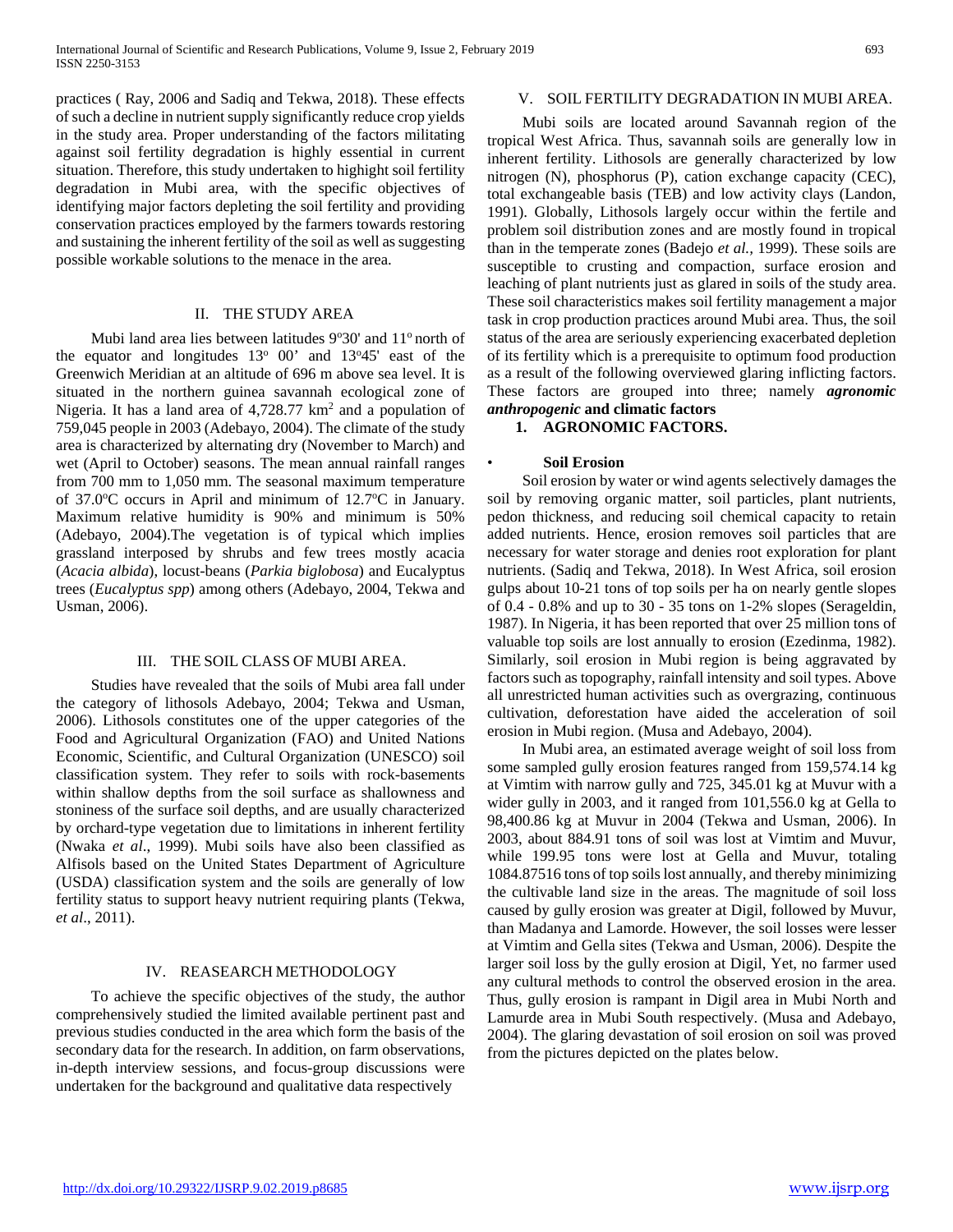practices ( Ray, 2006 and Sadiq and Tekwa, 2018). These effects of such a decline in nutrient supply significantly reduce crop yields in the study area. Proper understanding of the factors militating against soil fertility degradation is highly essential in current situation. Therefore, this study undertaken to highight soil fertility degradation in Mubi area, with the specific objectives of identifying major factors depleting the soil fertility and providing conservation practices employed by the farmers towards restoring and sustaining the inherent fertility of the soil as well as suggesting possible workable solutions to the menace in the area.

## II. THE STUDY AREA

Mubi land area lies between latitudes 9°30' and 11° north of the equator and longitudes 13° 00' and 13°45' east of the Greenwich Meridian at an altitude of 696 m above sea level. It is situated in the northern guinea savannah ecological zone of Nigeria. It has a land area of 4,728.77 km$^2$ and a population of 759,045 people in 2003 (Adebayo, 2004). The climate of the study area is characterized by alternating dry (November to March) and wet (April to October) seasons. The mean annual rainfall ranges from 700 mm to 1,050 mm. The seasonal maximum temperature of 37.0°C occurs in April and minimum of 12.7°C in January. Maximum relative humidity is 90% and minimum is 50% (Adebayo, 2004).The vegetation is of typical which implies grassland interposed by shrubs and few trees mostly acacia (*Acacia albida*), locust-beans (*Parkia biglobosa*) and Eucalyptus trees (*Eucalyptus spp*) among others (Adebayo, 2004, Tekwa and Usman, 2006).

## III. THE SOIL CLASS OF MUBI AREA.

Studies have revealed that the soils of Mubi area fall under the category of lithosols Adebayo, 2004; Tekwa and Usman, 2006). Lithosols constitutes one of the upper categories of the Food and Agricultural Organization (FAO) and United Nations Economic, Scientific, and Cultural Organization (UNESCO) soil classification system. They refer to soils with rock-basements within shallow depths from the soil surface as shallowness and stoniness of the surface soil depths, and are usually characterized by orchard-type vegetation due to limitations in inherent fertility (Nwaka *et al*., 1999). Mubi soils have also been classified as Alfisols based on the United States Department of Agriculture (USDA) classification system and the soils are generally of low fertility status to support heavy nutrient requiring plants (Tekwa, *et al*., 2011).

## IV. REASEARCH METHODOLOGY

To achieve the specific objectives of the study, the author comprehensively studied the limited available pertinent past and previous studies conducted in the area which form the basis of the secondary data for the research. In addition, on farm observations, in-depth interview sessions, and focus-group discussions were undertaken for the background and qualitative data respectively

## V. SOIL FERTILITY DEGRADATION IN MUBI AREA.

Mubi soils are located around Savannah region of the tropical West Africa. Thus, savannah soils are generally low in inherent fertility. Lithosols are generally characterized by low nitrogen (N), phosphorus (P), cation exchange capacity (CEC), total exchangeable basis (TEB) and low activity clays (Landon, 1991). Globally, Lithosols largely occur within the fertile and problem soil distribution zones and are mostly found in tropical than in the temperate zones (Badejo *et al.*, 1999). These soils are susceptible to crusting and compaction, surface erosion and leaching of plant nutrients just as glared in soils of the study area. These soil characteristics makes soil fertility management a major task in crop production practices around Mubi area. Thus, the soil status of the area are seriously experiencing exacerbated depletion of its fertility which is a prerequisite to optimum food production as a result of the following overviewed glaring inflicting factors. These factors are grouped into three; namely ***agronomic anthropogenic*** **and climatic factors**

### 1. AGRONOMIC FACTORS.

- **Soil Erosion**

Soil erosion by water or wind agents selectively damages the soil by removing organic matter, soil particles, plant nutrients, pedon thickness, and reducing soil chemical capacity to retain added nutrients. Hence, erosion removes soil particles that are necessary for water storage and denies root exploration for plant nutrients. (Sadiq and Tekwa, 2018). In West Africa, soil erosion gulps about 10-21 tons of top soils per ha on nearly gentle slopes of 0.4 - 0.8% and up to 30 - 35 tons on 1-2% slopes (Serageldin, 1987). In Nigeria, it has been reported that over 25 million tons of valuable top soils are lost annually to erosion (Ezedinma, 1982). Similarly, soil erosion in Mubi region is being aggravated by factors such as topography, rainfall intensity and soil types. Above all unrestricted human activities such as overgrazing, continuous cultivation, deforestation have aided the acceleration of soil erosion in Mubi region. (Musa and Adebayo, 2004).

In Mubi area, an estimated average weight of soil loss from some sampled gully erosion features ranged from 159,574.14 kg at Vimtim with narrow gully and 725, 345.01 kg at Muvur with a wider gully in 2003, and it ranged from 101,556.0 kg at Gella to 98,400.86 kg at Muvur in 2004 (Tekwa and Usman, 2006). In 2003, about 884.91 tons of soil was lost at Vimtim and Muvur, while 199.95 tons were lost at Gella and Muvur, totaling 1084.87516 tons of top soils lost annually, and thereby minimizing the cultivable land size in the areas. The magnitude of soil loss caused by gully erosion was greater at Digil, followed by Muvur, than Madanya and Lamorde. However, the soil losses were lesser at Vimtim and Gella sites (Tekwa and Usman, 2006). Despite the larger soil loss by the gully erosion at Digil, Yet, no farmer used any cultural methods to control the observed erosion in the area. Thus, gully erosion is rampant in Digil area in Mubi North and Lamurde area in Mubi South respectively. (Musa and Adebayo, 2004). The glaring devastation of soil erosion on soil was proved from the pictures depicted on the plates below.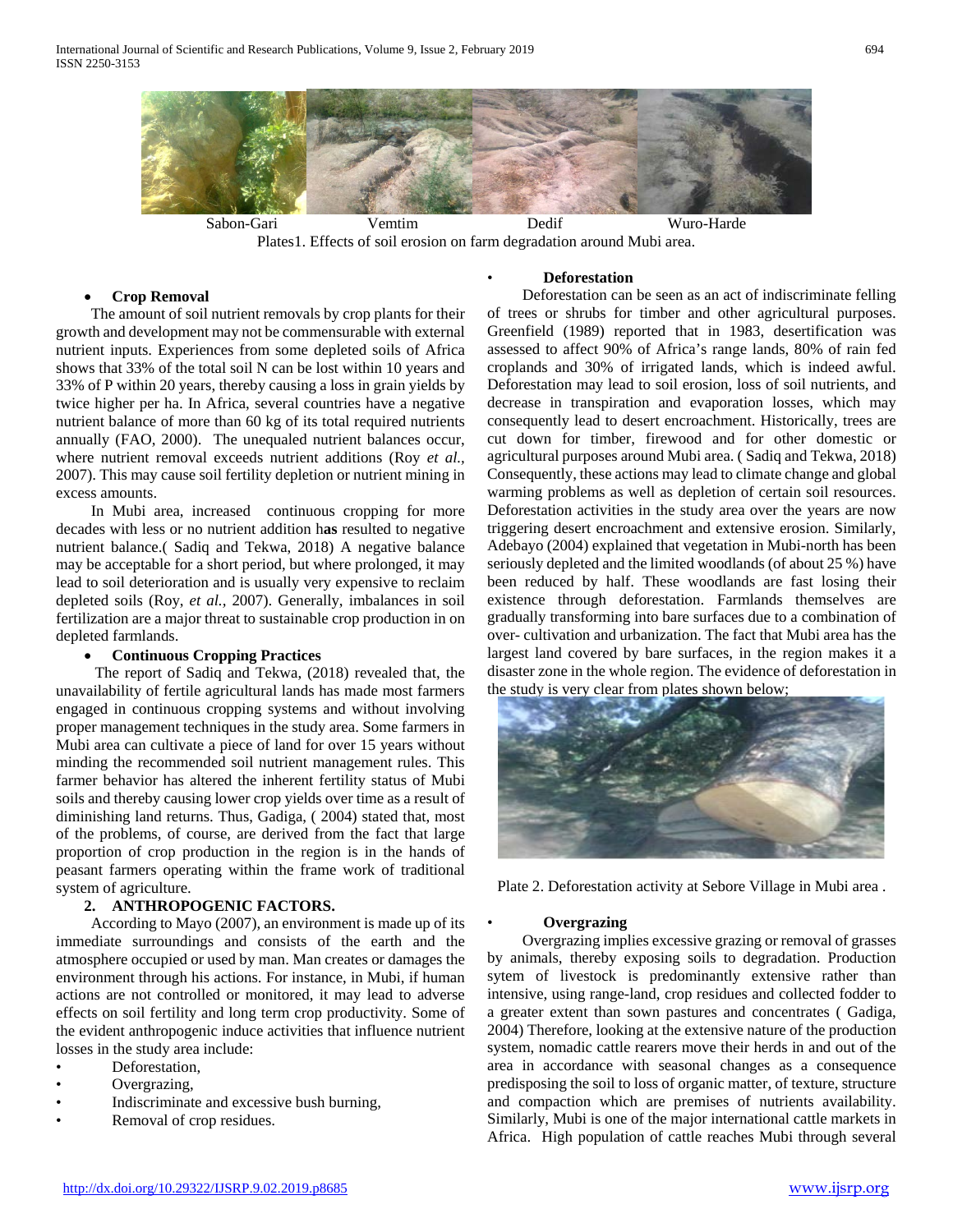Sabon-Gari Vemtim Dedif Wuro-Harde

Plates1. Effects of soil erosion on farm degradation around Mubi area.

- **Crop Removal**

The amount of soil nutrient removals by crop plants for their growth and development may not be commensurable with external nutrient inputs. Experiences from some depleted soils of Africa shows that 33% of the total soil N can be lost within 10 years and 33% of P within 20 years, thereby causing a loss in grain yields by twice higher per ha. In Africa, several countries have a negative nutrient balance of more than 60 kg of its total required nutrients annually (FAO, 2000). The unequaled nutrient balances occur, where nutrient removal exceeds nutrient additions (Roy *et al.,* 2007). This may cause soil fertility depletion or nutrient mining in excess amounts.

In Mubi area, increased continuous cropping for more decades with less or no nutrient addition h**as** resulted to negative nutrient balance.( Sadiq and Tekwa, 2018) A negative balance may be acceptable for a short period, but where prolonged, it may lead to soil deterioration and is usually very expensive to reclaim depleted soils (Roy, *et al.,* 2007). Generally, imbalances in soil fertilization are a major threat to sustainable crop production in on depleted farmlands.

- **Continuous Cropping Practices**

The report of Sadiq and Tekwa, (2018) revealed that, the unavailability of fertile agricultural lands has made most farmers engaged in continuous cropping systems and without involving proper management techniques in the study area. Some farmers in Mubi area can cultivate a piece of land for over 15 years without minding the recommended soil nutrient management rules. This farmer behavior has altered the inherent fertility status of Mubi soils and thereby causing lower crop yields over time as a result of diminishing land returns. Thus, Gadiga, ( 2004) stated that, most of the problems, of course, are derived from the fact that large proportion of crop production in the region is in the hands of peasant farmers operating within the frame work of traditional system of agriculture.

## 2. ANTHROPOGENIC FACTORS.

According to Mayo (2007), an environment is made up of its immediate surroundings and consists of the earth and the atmosphere occupied or used by man. Man creates or damages the environment through his actions. For instance, in Mubi, if human actions are not controlled or monitored, it may lead to adverse effects on soil fertility and long term crop productivity. Some of the evident anthropogenic induce activities that influence nutrient losses in the study area include:

- Deforestation,
- Overgrazing,
- Indiscriminate and excessive bush burning,
- Removal of crop residues.

- **Deforestation**

Deforestation can be seen as an act of indiscriminate felling of trees or shrubs for timber and other agricultural purposes. Greenfield (1989) reported that in 1983, desertification was assessed to affect 90% of Africa's range lands, 80% of rain fed croplands and 30% of irrigated lands, which is indeed awful. Deforestation may lead to soil erosion, loss of soil nutrients, and decrease in transpiration and evaporation losses, which may consequently lead to desert encroachment. Historically, trees are cut down for timber, firewood and for other domestic or agricultural purposes around Mubi area. ( Sadiq and Tekwa, 2018) Consequently, these actions may lead to climate change and global warming problems as well as depletion of certain soil resources. Deforestation activities in the study area over the years are now triggering desert encroachment and extensive erosion. Similarly, Adebayo (2004) explained that vegetation in Mubi-north has been seriously depleted and the limited woodlands (of about 25 %) have been reduced by half. These woodlands are fast losing their existence through deforestation. Farmlands themselves are gradually transforming into bare surfaces due to a combination of over- cultivation and urbanization. The fact that Mubi area has the largest land covered by bare surfaces, in the region makes it a disaster zone in the whole region. The evidence of deforestation in the study is very clear from plates shown below;

Plate 2. Deforestation activity at Sebore Village in Mubi area .

- **Overgrazing**

Overgrazing implies excessive grazing or removal of grasses by animals, thereby exposing soils to degradation. Production sytem of livestock is predominantly extensive rather than intensive, using range-land, crop residues and collected fodder to a greater extent than sown pastures and concentrates ( Gadiga, 2004) Therefore, looking at the extensive nature of the production system, nomadic cattle rearers move their herds in and out of the area in accordance with seasonal changes as a consequence predisposing the soil to loss of organic matter, of texture, structure and compaction which are premises of nutrients availability. Similarly, Mubi is one of the major international cattle markets in Africa. High population of cattle reaches Mubi through several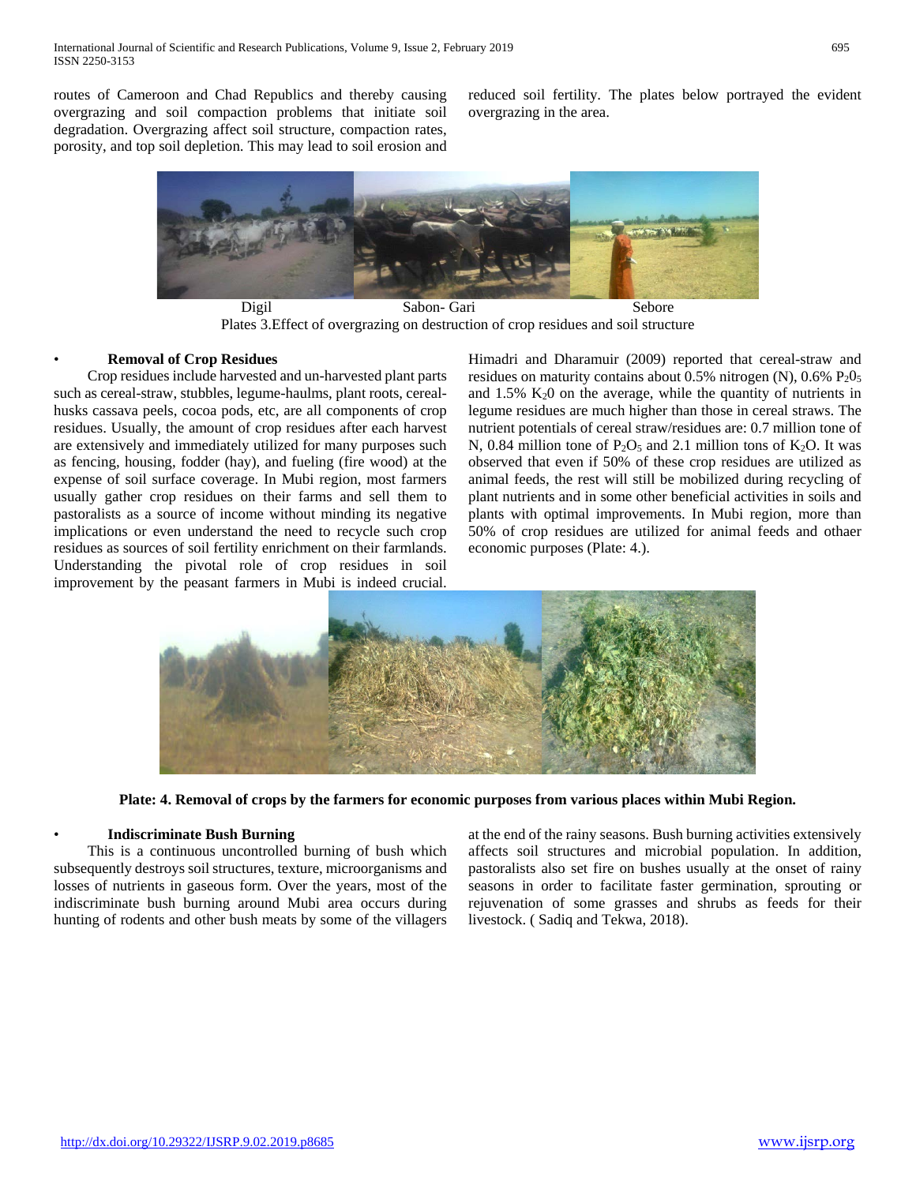routes of Cameroon and Chad Republics and thereby causing overgrazing and soil compaction problems that initiate soil degradation. Overgrazing affect soil structure, compaction rates, porosity, and top soil depletion. This may lead to soil erosion and reduced soil fertility. The plates below portrayed the evident overgrazing in the area.

Digil Sabon- Gari Sebore

Plates 3.Effect of overgrazing on destruction of crop residues and soil structure

- **Removal of Crop Residues**

Crop residues include harvested and un-harvested plant parts such as cereal-straw, stubbles, legume-haulms, plant roots, cereal-husks cassava peels, cocoa pods, etc, are all components of crop residues. Usually, the amount of crop residues after each harvest are extensively and immediately utilized for many purposes such as fencing, housing, fodder (hay), and fueling (fire wood) at the expense of soil surface coverage. In Mubi region, most farmers usually gather crop residues on their farms and sell them to pastoralists as a source of income without minding its negative implications or even understand the need to recycle such crop residues as sources of soil fertility enrichment on their farmlands. Understanding the pivotal role of crop residues in soil improvement by the peasant farmers in Mubi is indeed crucial. Himadri and Dharamuir (2009) reported that cereal-straw and residues on maturity contains about 0.5% nitrogen (N), 0.6% $P_2 0_5$ and 1.5% $K_2 0$ on the average, while the quantity of nutrients in legume residues are much higher than those in cereal straws. The nutrient potentials of cereal straw/residues are: 0.7 million tone of N, 0.84 million tone of $P_2O_5$ and 2.1 million tons of $K_2O$. It was observed that even if 50% of these crop residues are utilized as animal feeds, the rest will still be mobilized during recycling of plant nutrients and in some other beneficial activities in soils and plants with optimal improvements. In Mubi region, more than 50% of crop residues are utilized for animal feeds and othaer economic purposes (Plate: 4.).

**Plate: 4. Removal of crops by the farmers for economic purposes from various places within Mubi Region.**

- **Indiscriminate Bush Burning**

This is a continuous uncontrolled burning of bush which subsequently destroys soil structures, texture, microorganisms and losses of nutrients in gaseous form. Over the years, most of the indiscriminate bush burning around Mubi area occurs during hunting of rodents and other bush meats by some of the villagers at the end of the rainy seasons. Bush burning activities extensively affects soil structures and microbial population. In addition, pastoralists also set fire on bushes usually at the onset of rainy seasons in order to facilitate faster germination, sprouting or rejuvenation of some grasses and shrubs as feeds for their livestock. ( Sadiq and Tekwa, 2018).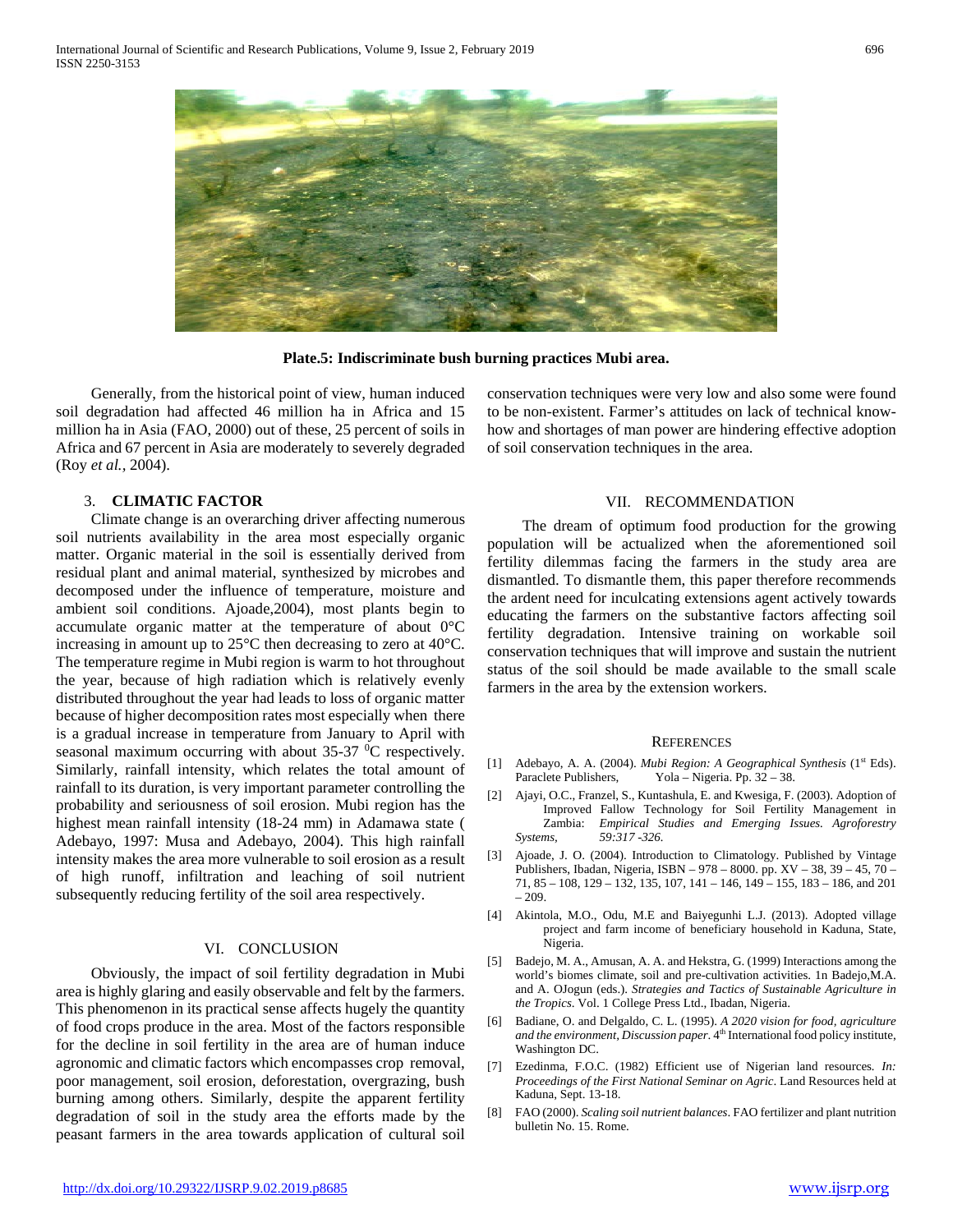**Plate.5: Indiscriminate bush burning practices Mubi area.**

Generally, from the historical point of view, human induced soil degradation had affected 46 million ha in Africa and 15 million ha in Asia (FAO, 2000) out of these, 25 percent of soils in Africa and 67 percent in Asia are moderately to severely degraded (Roy *et al.,* 2004).

### 3. CLIMATIC FACTOR

Climate change is an overarching driver affecting numerous soil nutrients availability in the area most especially organic matter. Organic material in the soil is essentially derived from residual plant and animal material, synthesized by microbes and decomposed under the influence of temperature, moisture and ambient soil conditions. Ajoade,2004), most plants begin to accumulate organic matter at the temperature of about 0°C increasing in amount up to 25°C then decreasing to zero at 40°C. The temperature regime in Mubi region is warm to hot throughout the year, because of high radiation which is relatively evenly distributed throughout the year had leads to loss of organic matter because of higher decomposition rates most especially when there is a gradual increase in temperature from January to April with seasonal maximum occurring with about 35-37 $^{0}$C respectively. Similarly, rainfall intensity, which relates the total amount of rainfall to its duration, is very important parameter controlling the probability and seriousness of soil erosion. Mubi region has the highest mean rainfall intensity (18-24 mm) in Adamawa state ( Adebayo, 1997: Musa and Adebayo, 2004). This high rainfall intensity makes the area more vulnerable to soil erosion as a result of high runoff, infiltration and leaching of soil nutrient subsequently reducing fertility of the soil area respectively.

## VI. CONCLUSION

Obviously, the impact of soil fertility degradation in Mubi area is highly glaring and easily observable and felt by the farmers. This phenomenon in its practical sense affects hugely the quantity of food crops produce in the area. Most of the factors responsible for the decline in soil fertility in the area are of human induce agronomic and climatic factors which encompasses crop removal, poor management, soil erosion, deforestation, overgrazing, bush burning among others. Similarly, despite the apparent fertility degradation of soil in the study area the efforts made by the peasant farmers in the area towards application of cultural soil conservation techniques were very low and also some were found to be non-existent. Farmer's attitudes on lack of technical know-how and shortages of man power are hindering effective adoption of soil conservation techniques in the area.

## VII. RECOMMENDATION

The dream of optimum food production for the growing population will be actualized when the aforementioned soil fertility dilemmas facing the farmers in the study area are dismantled. To dismantle them, this paper therefore recommends the ardent need for inculcating extensions agent actively towards educating the farmers on the substantive factors affecting soil fertility degradation. Intensive training on workable soil conservation techniques that will improve and sustain the nutrient status of the soil should be made available to the small scale farmers in the area by the extension workers.

## REFERENCES

[1] Adebayo, A. A. (2004). *Mubi Region: A Geographical Synthesis* (1st Eds). Paraclete Publishers, Yola – Nigeria. Pp. 32 – 38.

[2] Ajayi, O.C., Franzel, S., Kuntashula, E. and Kwesiga, F. (2003). Adoption of Improved Fallow Technology for Soil Fertility Management in Zambia: *Empirical Studies and Emerging Issues. Agroforestry Systems, 59:317 -326.*

[3] Ajoade, J. O. (2004). Introduction to Climatology. Published by Vintage Publishers, Ibadan, Nigeria, ISBN – 978 – 8000. pp. XV – 38, 39 – 45, 70 – 71, 85 – 108, 129 – 132, 135, 107, 141 – 146, 149 – 155, 183 – 186, and 201 – 209.

[4] Akintola, M.O., Odu, M.E and Baiyegunhi L.J. (2013). Adopted village project and farm income of beneficiary household in Kaduna, State, Nigeria.

[5] Badejo, M. A., Amusan, A. A. and Hekstra, G. (1999) Interactions among the world's biomes climate, soil and pre-cultivation activities. 1n Badejo,M.A. and A. OJogun (eds.). *Strategies and Tactics of Sustainable Agriculture in the Tropics*. Vol. 1 College Press Ltd., Ibadan, Nigeria.

[6] Badiane, O. and Delgaldo, C. L. (1995). *A 2020 vision for food, agriculture and the environment, Discussion paper*. 4th International food policy institute, Washington DC.

[7] Ezedinma, F.O.C. (1982) Efficient use of Nigerian land resources. *In: Proceedings of the First National Seminar on Agric*. Land Resources held at Kaduna, Sept. 13-18.

[8] FAO (2000). *Scaling soil nutrient balances*. FAO fertilizer and plant nutrition bulletin No. 15. Rome.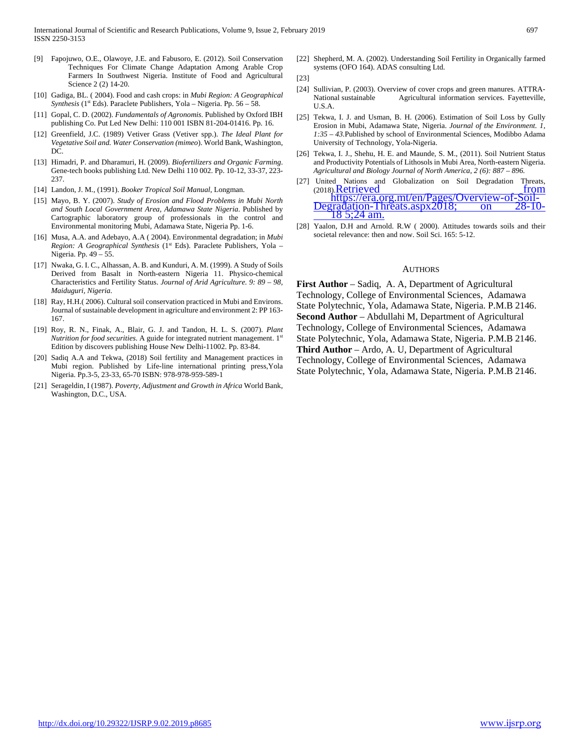[9] Fapojuwo, O.E., Olawoye, J.E. and Fabusoro, E. (2012). Soil Conservation Techniques For Climate Change Adaptation Among Arable Crop Farmers In Southwest Nigeria. Institute of Food and Agricultural Science 2 (2) 14-20.

[10] Gadiga, BL. ( 2004). Food and cash crops: in *Mubi Region: A Geographical Synthesis* (1st Eds). Paraclete Publishers, Yola – Nigeria. Pp. 56 – 58.

[11] Gopal, C. D. (2002). *Fundamentals of Agronomis*. Published by Oxford IBH publishing Co. Put Led New Delhi: 110 001 ISBN 81-204-01416. Pp. 16.

[12] Greenfield, J.C. (1989) Vetiver Grass (Vetiver spp.). *The Ideal Plant for Vegetative Soil and. Water Conservation (mimeo*). World Bank, Washington, DC.

[13] Himadri, P. and Dharamuri, H. (2009). *Biofertilizers and Organic Farming*. Gene-tech books publishing Ltd. New Delhi 110 002. Pp. 10-12, 33-37, 223-237.

[14] Landon, J. M., (1991). *Booker Tropical Soil Manual*, Longman.

[15] Mayo, B. Y. (2007). *Study of Erosion and Flood Problems in Mubi North and South Local Government Area, Adamawa State Nigeria*. Published by Cartographic laboratory group of professionals in the control and Environmental monitoring Mubi, Adamawa State, Nigeria Pp. 1-6.

[16] Musa, A.A. and Adebayo, A.A ( 2004). Environmental degradation; in *Mubi Region: A Geographical Synthesis* (1st Eds). Paraclete Publishers, Yola – Nigeria. Pp. 49 – 55.

[17] Nwaka, G. I. C., Alhassan, A. B. and Kunduri, A. M. (1999). A Study of Soils Derived from Basalt in North-eastern Nigeria 11. Physico-chemical Characteristics and Fertility Status. *Journal of Arid Agriculture. 9: 89 – 98, Maiduguri, Nigeria.*

[18] Ray, H.H.( 2006). Cultural soil conservation practiced in Mubi and Environs. Journal of sustainable development in agriculture and environment 2: PP 163-167.

[19] Roy, R. N., Finak, A., Blair, G. J. and Tandon, H. L. S. (2007). *Plant Nutrition for food securities*. A guide for integrated nutrient management. 1st Edition by discovers publishing House New Delhi-11002. Pp. 83-84.

[20] Sadiq A.A and Tekwa, (2018) Soil fertility and Management practices in Mubi region. Published by Life-line international printing press,Yola Nigeria. Pp.3-5, 23-33, 65-70 ISBN: 978-978-959-589-1

[21] Serageldin, I (1987). *Poverty, Adjustment and Growth in Africa* World Bank, Washington, D.C., USA.

[22] Shepherd, M. A. (2002). Understanding Soil Fertility in Organically farmed systems (OFO 164). ADAS consulting Ltd.

[23]

[24] Sullivian, P. (2003). Overview of cover crops and green manures. ATTRA-National sustainable Agricultural information services. Fayetteville, U.S.A.

[25] Tekwa, I. J. and Usman, B. H. (2006). Estimation of Soil Loss by Gully Erosion in Mubi, Adamawa State, Nigeria. *Journal of the Environment. 1, 1:35 – 43.*Published by school of Environmental Sciences, Modibbo Adama University of Technology, Yola-Nigeria.

[26] Tekwa, I. J., Shehu, H. E. and Maunde, S. M., (2011). Soil Nutrient Status and Productivity Potentials of Lithosols in Mubi Area, North-eastern Nigeria. *Agricultural and Biology Journal of North America, 2 (6): 887 – 896.*

[27] United Nations and Globalization on Soil Degradation Threats, (2018).Retrieved from https://era.org.mt/en/Pages/Overview-of-Soil-Degradation-Threats.aspx2018; on 28-10-18 5;24 am.

[28] Yaalon, D.H and Arnold. R.W ( 2000). Attitudes towards soils and their societal relevance: then and now. Soil Sci. 165: 5-12.

## AUTHORS

**First Author** – Sadiq, A. A, Department of Agricultural Technology, College of Environmental Sciences, Adamawa State Polytechnic, Yola, Adamawa State, Nigeria. P.M.B 2146.
**Second Author** – Abdullahi M, Department of Agricultural Technology, College of Environmental Sciences, Adamawa State Polytechnic, Yola, Adamawa State, Nigeria. P.M.B 2146.
**Third Author** – Ardo, A. U, Department of Agricultural Technology, College of Environmental Sciences, Adamawa State Polytechnic, Yola, Adamawa State, Nigeria. P.M.B 2146.